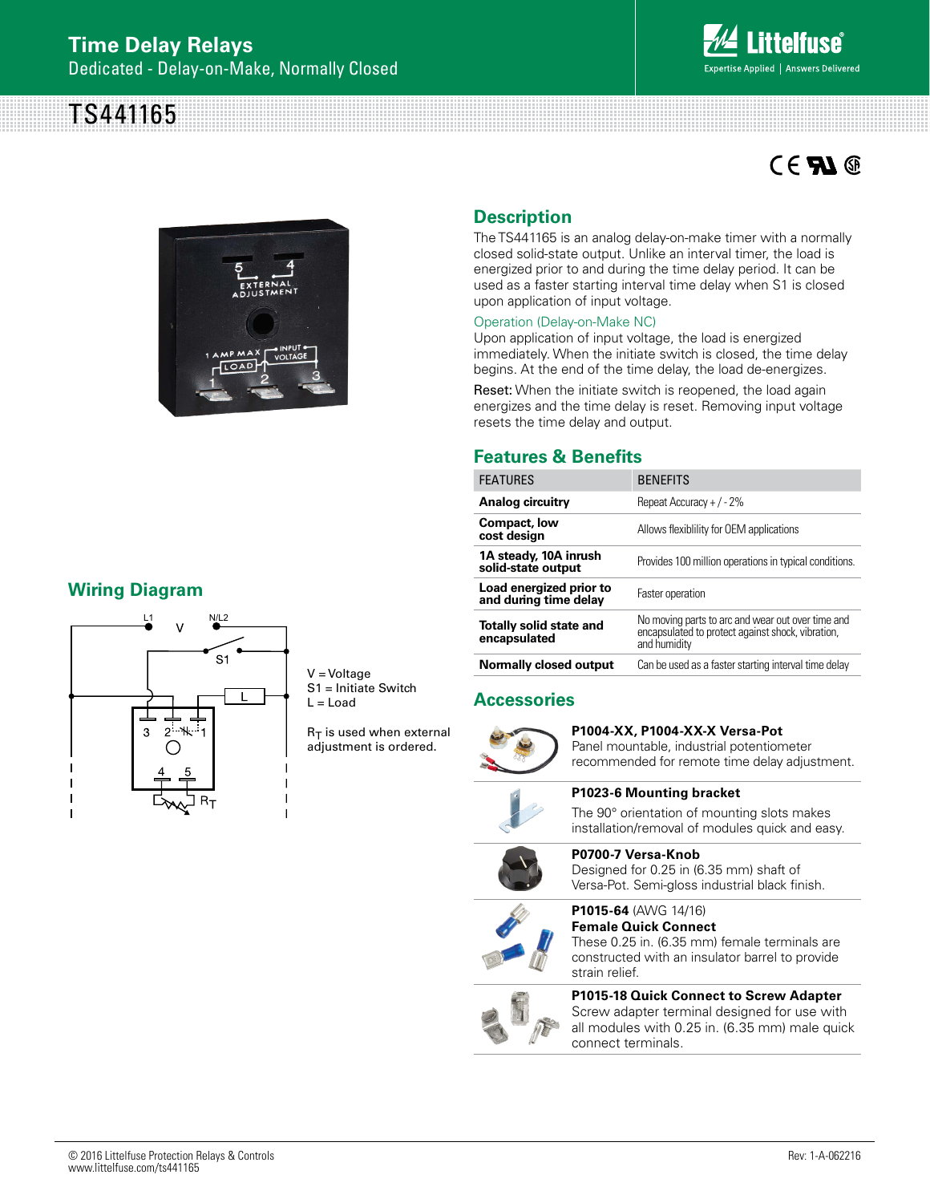# Time Delay Relays

Dedicated - Delay-on-Make, Normally Closed

## TS441165

## Description

The TS441165 is an analog delay-on-make timer with a normally closed solid-state output. Unlike an interval timer, the load is energized prior to and during the time delay period. It can be used as a faster starting interval time delay when S1 is closed upon application of input voltage.

### Operation (Delay-on-Make NC)

Upon application of input voltage, the load is energized immediately. When the initiate switch is closed, the time delay begins. At the end of the time delay, the load de-energizes.

Reset: When the initiate switch is reopened, the load again energizes and the time delay is reset. Removing input voltage resets the time delay and output.

## Features & Benefits

| FEATURES | BENEFITS |
|---|---|
| **Analog circuitry** | Repeat Accuracy + / - 2% |
| **Compact, low cost design** | Allows flexibility for OEM applications |
| **1A steady, 10A inrush solid-state output** | Provides 100 million operations in typical conditions. |
| **Load energized prior to and during time delay** | Faster operation |
| **Totally solid state and encapsulated** | No moving parts to arc and wear out over time and encapsulated to protect against shock, vibration, and humidity |
| **Normally closed output** | Can be used as a faster starting interval time delay |

## Wiring Diagram

L1 V N/L2

S1

L

3 2 1

4 5

$R_T$

V = Voltage
S1 = Initiate Switch
L = Load

$R_T$ is used when external adjustment is ordered.

## Accessories

**P1004-XX, P1004-XX-X Versa-Pot**
Panel mountable, industrial potentiometer recommended for remote time delay adjustment.

**P1023-6 Mounting bracket**
The 90° orientation of mounting slots makes installation/removal of modules quick and easy.

**P0700-7 Versa-Knob**
Designed for 0.25 in (6.35 mm) shaft of Versa-Pot. Semi-gloss industrial black finish.

**P1015-64** (AWG 14/16)
**Female Quick Connect**
These 0.25 in. (6.35 mm) female terminals are constructed with an insulator barrel to provide strain relief.

**P1015-18 Quick Connect to Screw Adapter**
Screw adapter terminal designed for use with all modules with 0.25 in. (6.35 mm) male quick connect terminals.

© 2016 Littelfuse Protection Relays & Controls
www.littelfuse.com/ts441165

Rev: 1-A-062216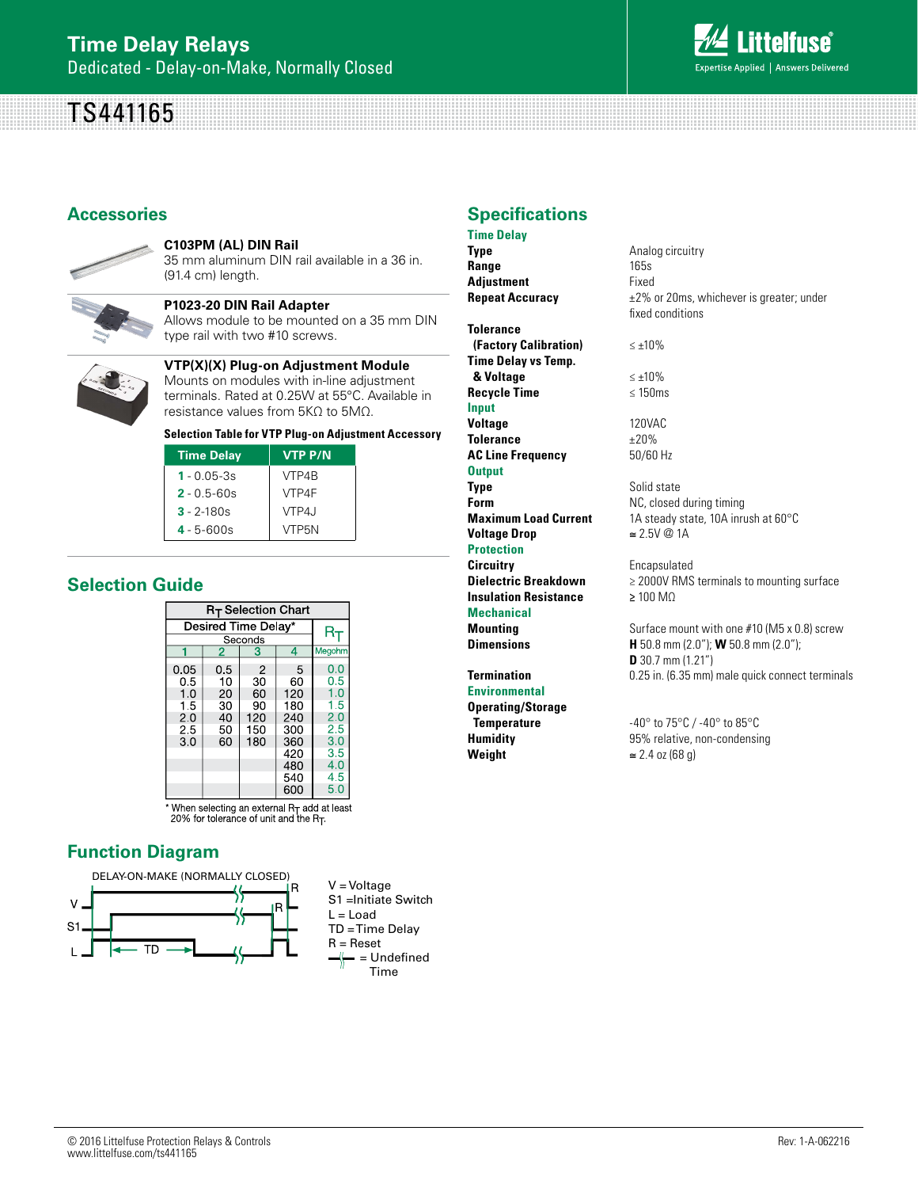# Time Delay Relays

Dedicated - Delay-on-Make, Normally Closed

# TS441165

## Accessories

**C103PM (AL) DIN Rail**
35 mm aluminum DIN rail available in a 36 in. (91.4 cm) length.

**P1023-20 DIN Rail Adapter**
Allows module to be mounted on a 35 mm DIN type rail with two #10 screws.

**VTP(X)(X) Plug-on Adjustment Module**
Mounts on modules with in-line adjustment terminals. Rated at 0.25W at 55°C. Available in resistance values from 5KΩ to 5MΩ.

**Selection Table for VTP Plug-on Adjustment Accessory**

| Time Delay | VTP P/N |
|---|---|
| **1** - 0.05-3s | VTP4B |
| **2** - 0.5-60s | VTP4F |
| **3** - 2-180s | VTP4J |
| **4** - 5-600s | VTP5N |

## Selection Guide

$R_T$ Selection Chart

| Desired Time Delay* (Seconds) 1 | 2 | 3 | 4 | $R_T$ (Megohm) |
|---|---|---|---|---|
| 0.05 | 0.5 | 2 | 5 | 0.0 |
| 0.5 | 10 | 30 | 60 | 0.5 |
| 1.0 | 20 | 60 | 120 | 1.0 |
| 1.5 | 30 | 90 | 180 | 1.5 |
| 2.0 | 40 | 120 | 240 | 2.0 |
| 2.5 | 50 | 150 | 300 | 2.5 |
| 3.0 | 60 | 180 | 360 | 3.0 |
| | | | 420 | 3.5 |
| | | | 480 | 4.0 |
| | | | 540 | 4.5 |
| | | | 600 | 5.0 |

* When selecting an external $R_T$ add at least 20% for tolerance of unit and the $R_T$.

## Function Diagram

DELAY-ON-MAKE (NORMALLY CLOSED)

V
S1
L
TD
R

V = Voltage
S1 = Initiate Switch
L = Load
TD = Time Delay
R = Reset
= Undefined Time

## Specifications

**Time Delay**

| | |
|---|---|
| **Type** | Analog circuitry |
| **Range** | 165s |
| **Adjustment** | Fixed |
| **Repeat Accuracy** | ±2% or 20ms, whichever is greater; under fixed conditions |
| **Tolerance (Factory Calibration)** | ≤ ±10% |
| **Time Delay vs Temp. & Voltage** | ≤ ±10% |
| **Recycle Time** | ≤ 150ms |

**Input**

| | |
|---|---|
| **Voltage** | 120VAC |
| **Tolerance** | ±20% |
| **AC Line Frequency** | 50/60 Hz |

**Output**

| | |
|---|---|
| **Type** | Solid state |
| **Form** | NC, closed during timing |
| **Maximum Load Current** | 1A steady state, 10A inrush at 60°C |
| **Voltage Drop** | ≅ 2.5V @ 1A |

**Protection**

| | |
|---|---|
| **Circuitry** | Encapsulated |
| **Dielectric Breakdown** | ≥ 2000V RMS terminals to mounting surface |
| **Insulation Resistance** | ≥ 100 MΩ |

**Mechanical**

| | |
|---|---|
| **Mounting** | Surface mount with one #10 (M5 x 0.8) screw |
| **Dimensions** | **H** 50.8 mm (2.0"); **W** 50.8 mm (2.0"); **D** 30.7 mm (1.21") |
| **Termination** | 0.25 in. (6.35 mm) male quick connect terminals |

**Environmental**

| | |
|---|---|
| **Operating/Storage Temperature** | -40° to 75°C / -40° to 85°C |
| **Humidity** | 95% relative, non-condensing |
| **Weight** | ≅ 2.4 oz (68 g) |

© 2016 Littelfuse Protection Relays & Controls
www.littelfuse.com/ts441165

Rev: 1-A-062216